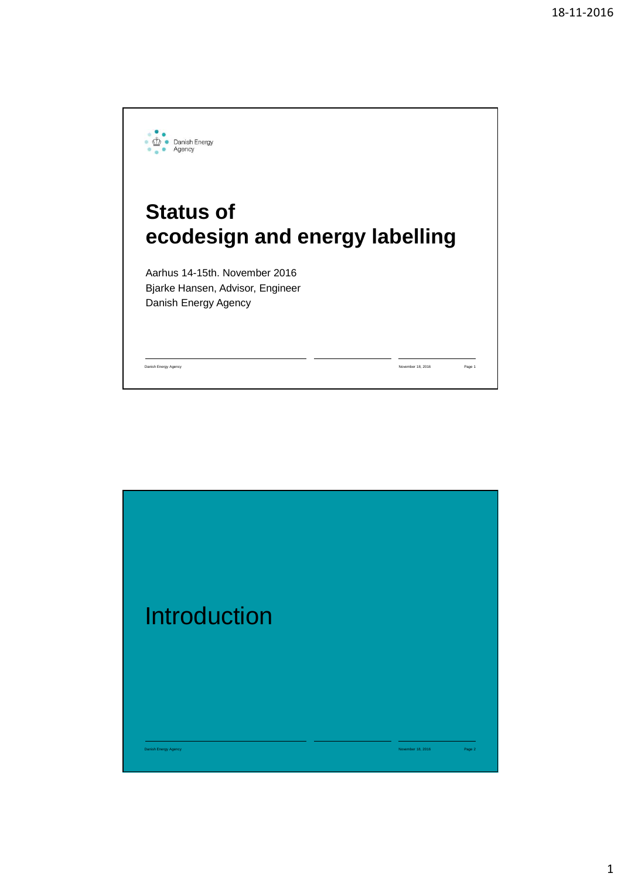Danish Energy Agency

# Status of ecodesign and energy labelling

Aarhus 14-15th. November 2016
Bjarke Hansen, Advisor, Engineer
Danish Energy Agency

# Introduction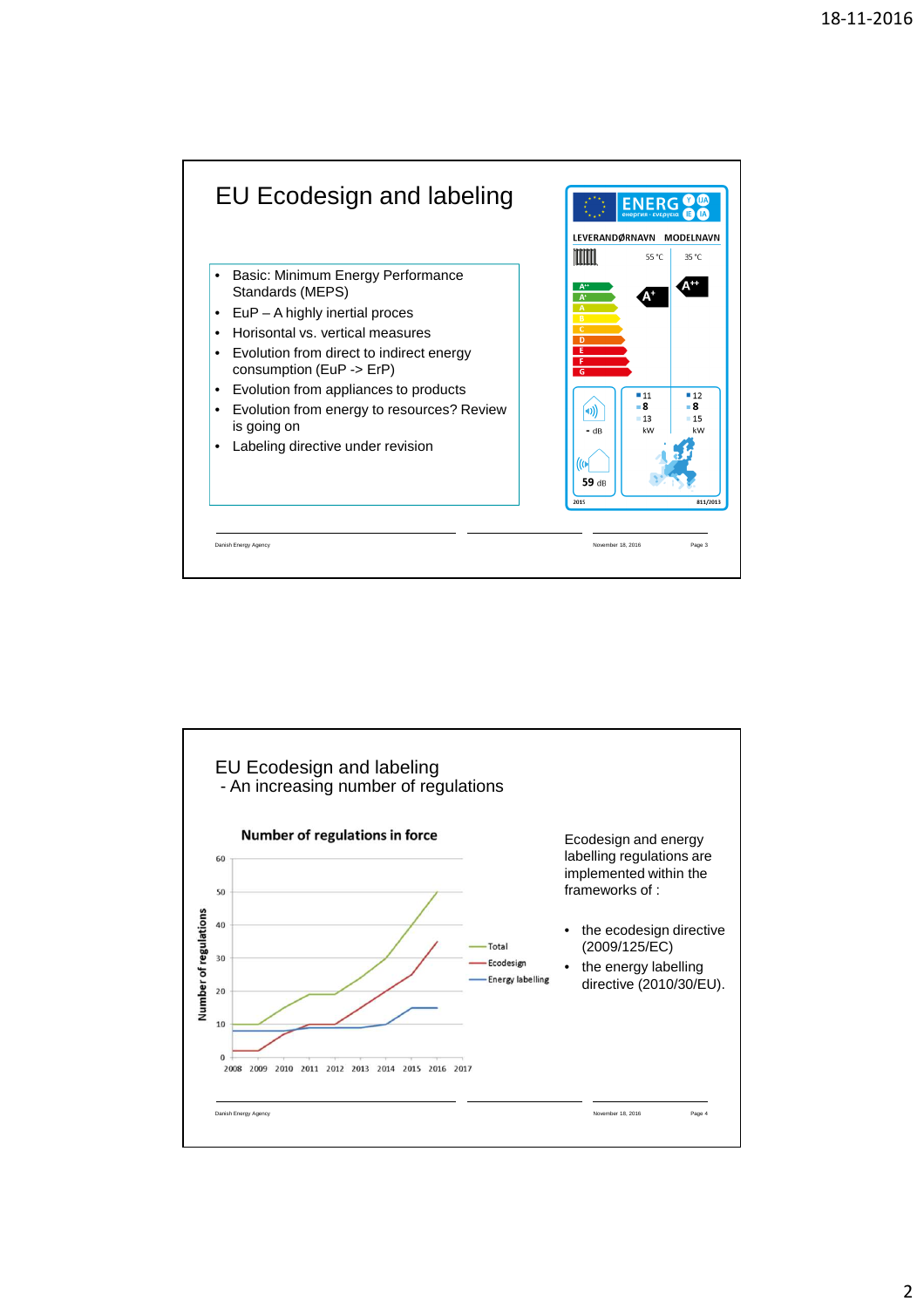# EU Ecodesign and labeling

- Basic: Minimum Energy Performance Standards (MEPS)
- EuP – A highly inertial proces
- Horisontal vs. vertical measures
- Evolution from direct to indirect energy consumption (EuP -> ErP)
- Evolution from appliances to products
- Evolution from energy to resources? Review is going on
- Labeling directive under revision

# EU Ecodesign and labeling

## - An increasing number of regulations

**Number of regulations in force**

Ecodesign and energy labelling regulations are implemented within the frameworks of :

- the ecodesign directive (2009/125/EC)
- the energy labelling directive (2010/30/EU).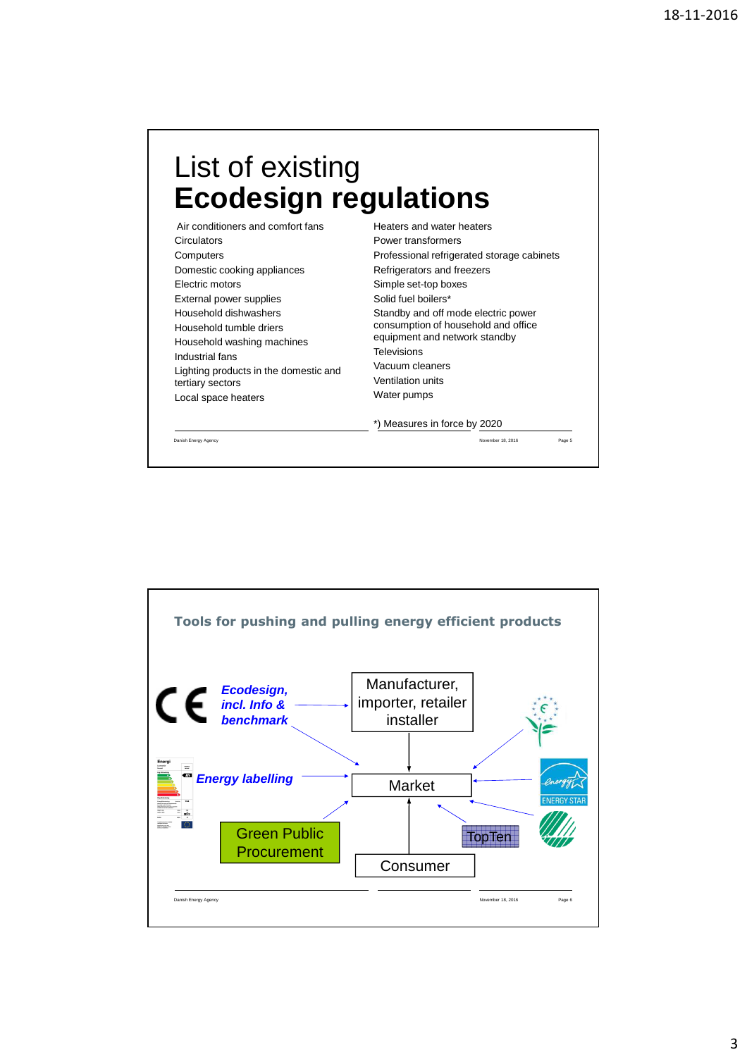# List of existing **Ecodesign regulations**

- Air conditioners and comfort fans
- Circulators
- Computers
- Domestic cooking appliances
- Electric motors
- External power supplies
- Household dishwashers
- Household tumble driers
- Household washing machines
- Industrial fans
- Lighting products in the domestic and tertiary sectors
- Local space heaters
- Heaters and water heaters
- Power transformers
- Professional refrigerated storage cabinets
- Refrigerators and freezers
- Simple set-top boxes
- Solid fuel boilers*
- Standby and off mode electric power consumption of household and office equipment and network standby
- Televisions
- Vacuum cleaners
- Ventilation units
- Water pumps

*) Measures in force by 2020

## Tools for pushing and pulling energy efficient products

- *Ecodesign, incl. Info & benchmark*
- *Energy labelling*
- Green Public Procurement
- Manufacturer, importer, retailer installer
- Market
- Consumer
- TopTen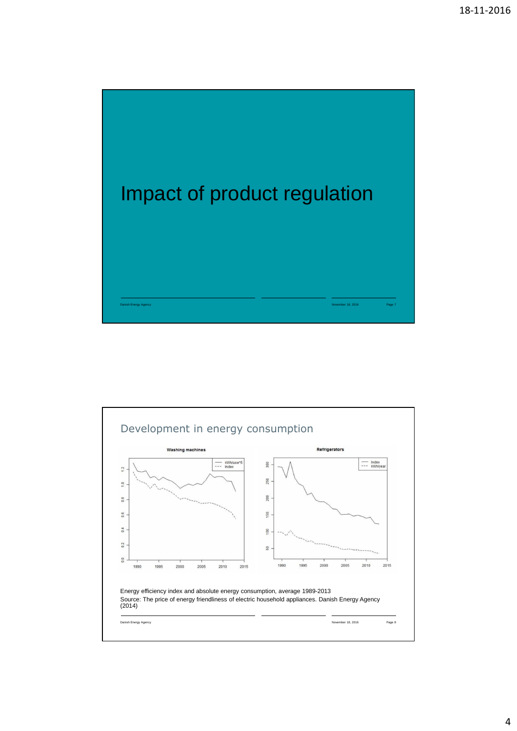# Impact of product regulation

## Development in energy consumption

Energy efficiency index and absolute energy consumption, average 1989-2013
Source: The price of energy friendliness of electric household appliances. Danish Energy Agency (2014)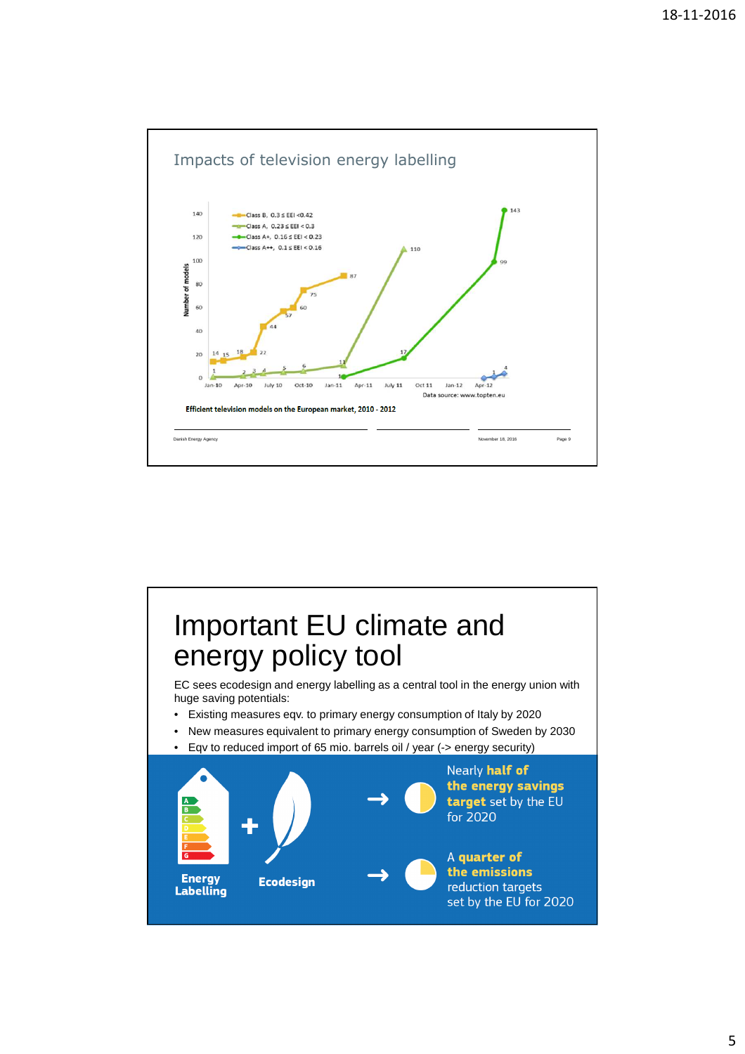## Impacts of television energy labelling

Efficient television models on the European market, 2010 - 2012

Data source: www.topten.eu

- Class B, 0.3 ≤ EEI < 0.42
- Class A, 0.23 ≤ EEI < 0.3
- Class A+, 0.16 ≤ EEI < 0.23
- Class A++, 0.1 ≤ EEI < 0.16

Danish Energy Agency

November 18, 2016

Page 9

# Important EU climate and energy policy tool

EC sees ecodesign and energy labelling as a central tool in the energy union with huge saving potentials:

- Existing measures eqv. to primary energy consumption of Italy by 2020
- New measures equivalent to primary energy consumption of Sweden by 2030
- Eqv to reduced import of 65 mio. barrels oil / year (-> energy security)

**Energy Labelling** + **Ecodesign**

→ Nearly **half of the energy savings target** set by the EU for 2020

→ A **quarter of the emissions** reduction targets set by the EU for 2020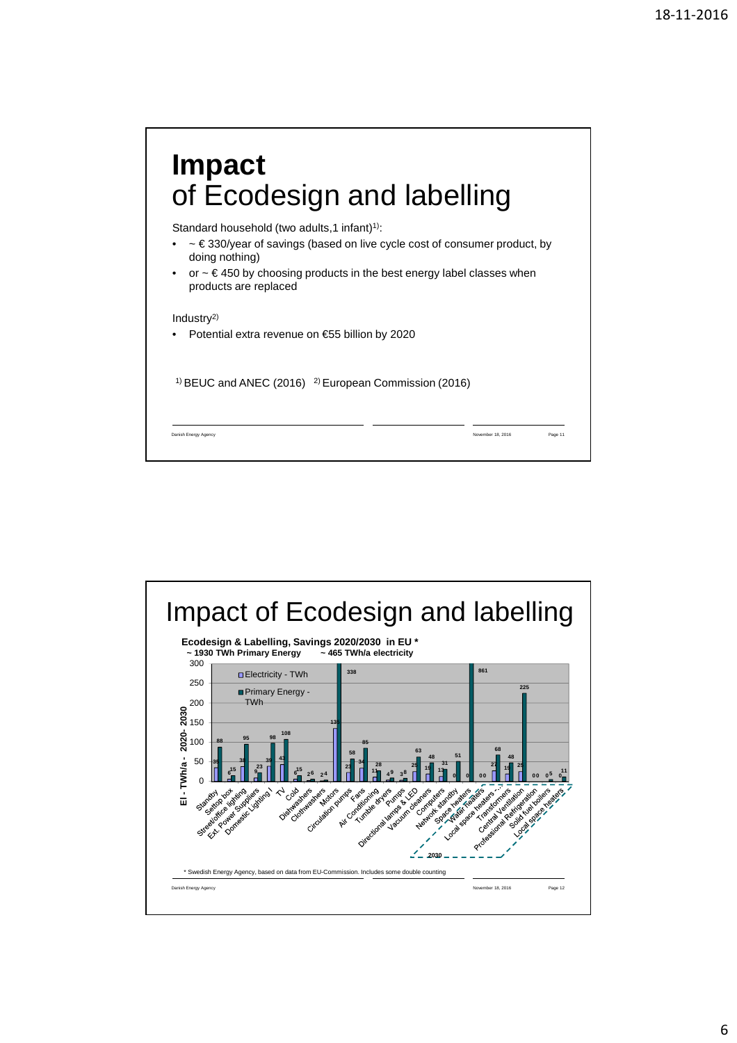# Impact
## of Ecodesign and labelling

Standard household (two adults,1 infant)[1]:

- ~ € 330/year of savings (based on live cycle cost of consumer product, by doing nothing)
- or ~ € 450 by choosing products in the best energy label classes when products are replaced

Industry[2]

- Potential extra revenue on €55 billion by 2020

[1] BEUC and ANEC (2016) [2] European Commission (2016)

# Impact of Ecodesign and labelling

**Ecodesign & Labelling, Savings 2020/2030 in EU ***

**~ 1930 TWh Primary Energy ~ 465 TWh/a electricity**

El - TWh/a - 2020- 2030

| Product | Electricity - TWh | Primary Energy - TWh |
|---|---|---|
| Standby | 35 | 88 |
| Settop box | 6 | 15 |
| Street/office lighting | 38 | 95 |
| Ext. Power Suppliers | 9 | 23 |
| Domestic Lighting I | 39 | 98 |
| TV | 43 | 108 |
| Cold | 6 | 15 |
| Dishwashers | 2 | 6 |
| Clothwashers | 2 | 4 |
| Motors | 135 | 338 |
| Circulation pumps | 23 | 58 |
| Fans | 34 | 85 |
| Air Conditioning | 11 | 28 |
| Tumble dryers | 4 | 9 |
| Pumps | 3 | 8 |
| Directional lamps & LED | 25 | 63 |
| Vacuum cleaners | 19 | 48 |
| Computers | 13 | 31 |
| Network standby | | 51 |
| Space heaters | 0 | 0 |
| Water heaters | | 861 |
| Local space heaters ... | 0 | 0 |
| Transformers | 27 | 68 |
| Central Ventilation | 19 | 48 |
| Professional Refrigeration | 25 | 225 |
| Solid fuel boilers | 0 | 0 |
| Local space heaters | 0 | 5 |
| | 0 | 11 |

2030

* Swedish Energy Agency, based on data from EU-Commission. Includes some double counting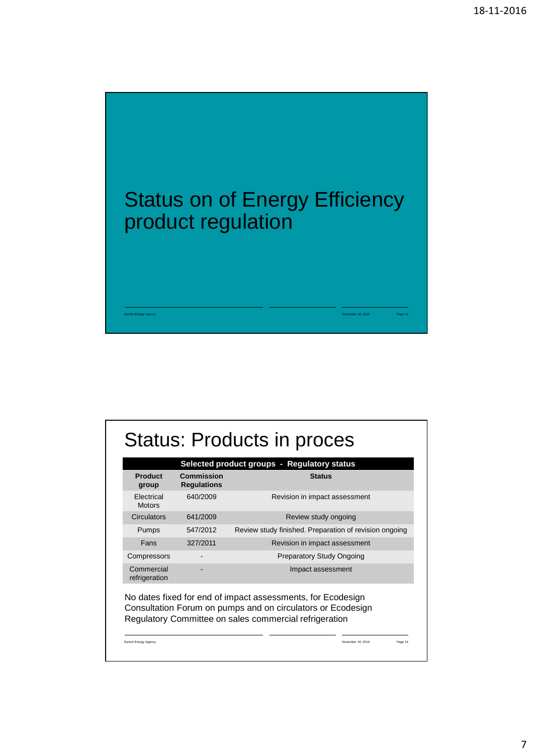# Status on of Energy Efficiency product regulation

## Status: Products in proces

| Selected product groups - Regulatory status | | |
|---|---|---|
| **Product group** | **Commission Regulations** | **Status** |
| Electrical Motors | 640/2009 | Revision in impact assessment |
| Circulators | 641/2009 | Review study ongoing |
| Pumps | 547/2012 | Review study finished. Preparation of revision ongoing |
| Fans | 327/2011 | Revision in impact assessment |
| Compressors | - | Preparatory Study Ongoing |
| Commercial refrigeration | - | Impact assessment |

No dates fixed for end of impact assessments, for Ecodesign Consultation Forum on pumps and on circulators or Ecodesign Regulatory Committee on sales commercial refrigeration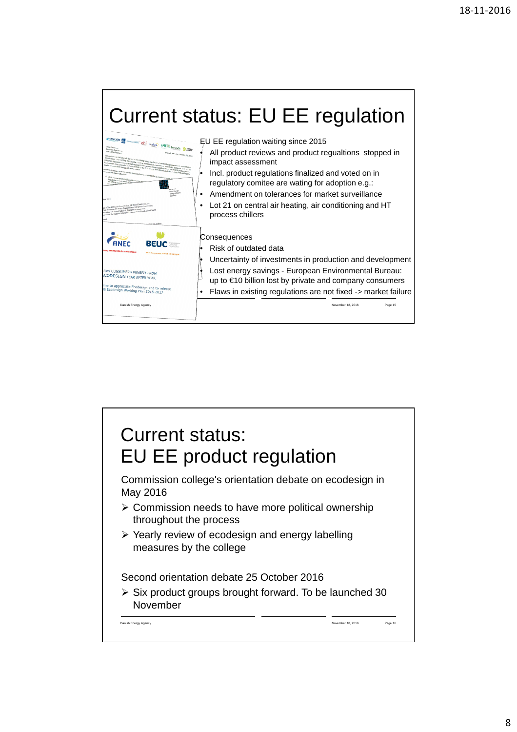# Current status: EU EE regulation

EU EE regulation waiting since 2015

- All product reviews and product regualtions stopped in impact assessment
- Incl. product regulations finalized and voted on in regulatory comitee are wating for adoption e.g.:
- Amendment on tolerances for market surveillance
- Lot 21 on central air heating, air conditioning and HT process chillers

Consequences

- Risk of outdated data
- Uncertainty of investments in production and development
- Lost energy savings - European Environmental Bureau: up to €10 billion lost by private and company consumers
- Flaws in existing regulations are not fixed -> market failure

# Current status: EU EE product regulation

Commission college's orientation debate on ecodesign in May 2016

- ➢ Commission needs to have more political ownership throughout the process
- ➢ Yearly review of ecodesign and energy labelling measures by the college

Second orientation debate 25 October 2016

- ➢ Six product groups brought forward. To be launched 30 November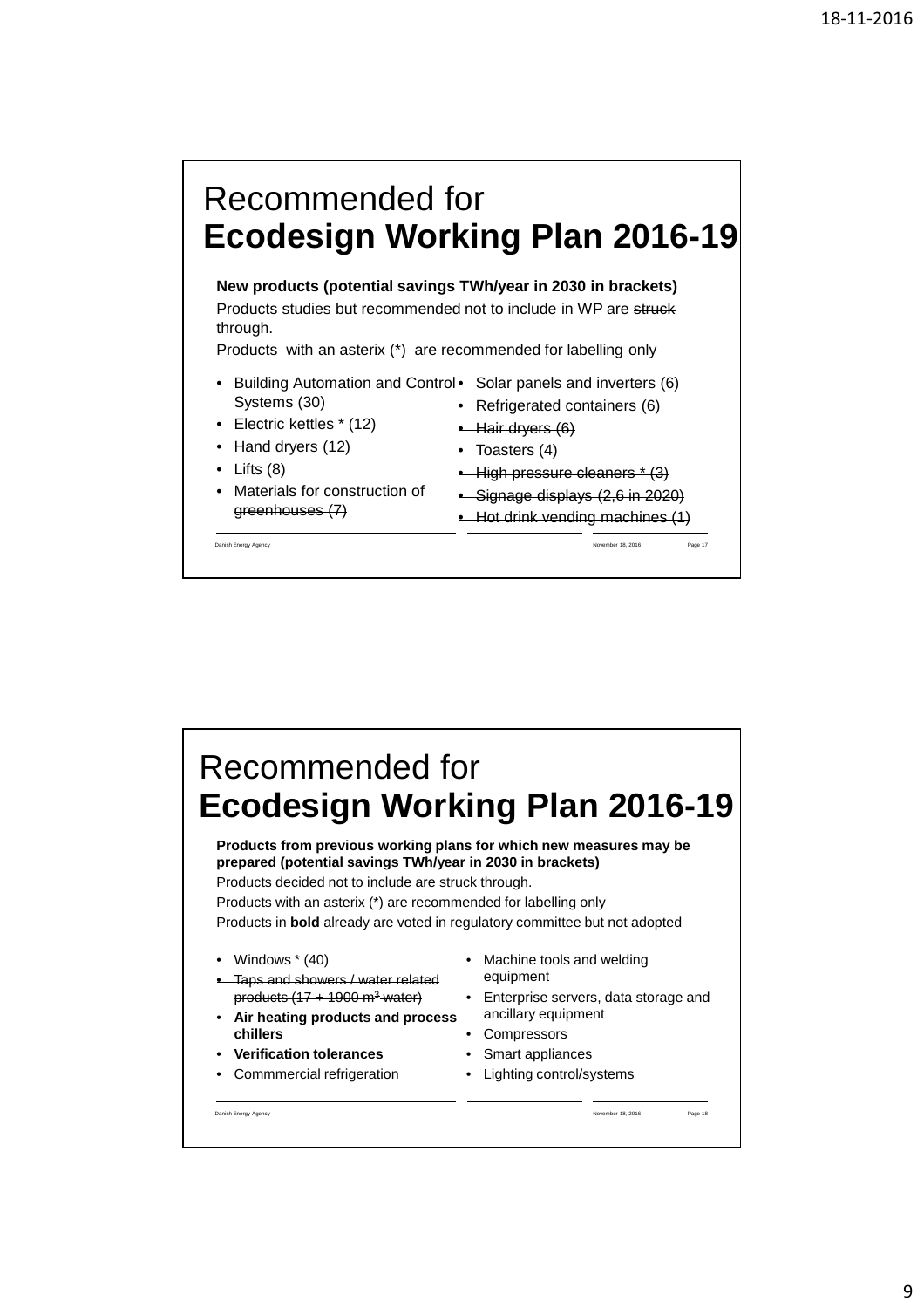# Recommended for **Ecodesign Working Plan 2016-19**

**New products (potential savings TWh/year in 2030 in brackets)**

Products studies but recommended not to include in WP are ~~struck through.~~

Products with an asterix (*) are recommended for labelling only

- Building Automation and Control Systems (30)
- Electric kettles * (12)
- Hand dryers (12)
- Lifts (8)
- ~~Materials for construction of greenhouses (7)~~
- Solar panels and inverters (6)
- Refrigerated containers (6)
- ~~Hair dryers (6)~~
- ~~Toasters (4)~~
- ~~High pressure cleaners * (3)~~
- ~~Signage displays (2,6 in 2020)~~
- ~~Hot drink vending machines (1)~~

Danish Energy Agency

# Recommended for **Ecodesign Working Plan 2016-19**

**Products from previous working plans for which new measures may be prepared (potential savings TWh/year in 2030 in brackets)**

Products decided not to include are struck through.

Products with an asterix (*) are recommended for labelling only

Products in **bold** already are voted in regulatory committee but not adopted

- Windows * (40)
- ~~Taps and showers / water related products (17 + 1900 m³ water)~~
- **Air heating products and process chillers**
- **Verification tolerances**
- Commmercial refrigeration
- Machine tools and welding equipment
- Enterprise servers, data storage and ancillary equipment
- Compressors
- Smart appliances
- Lighting control/systems

Danish Energy Agency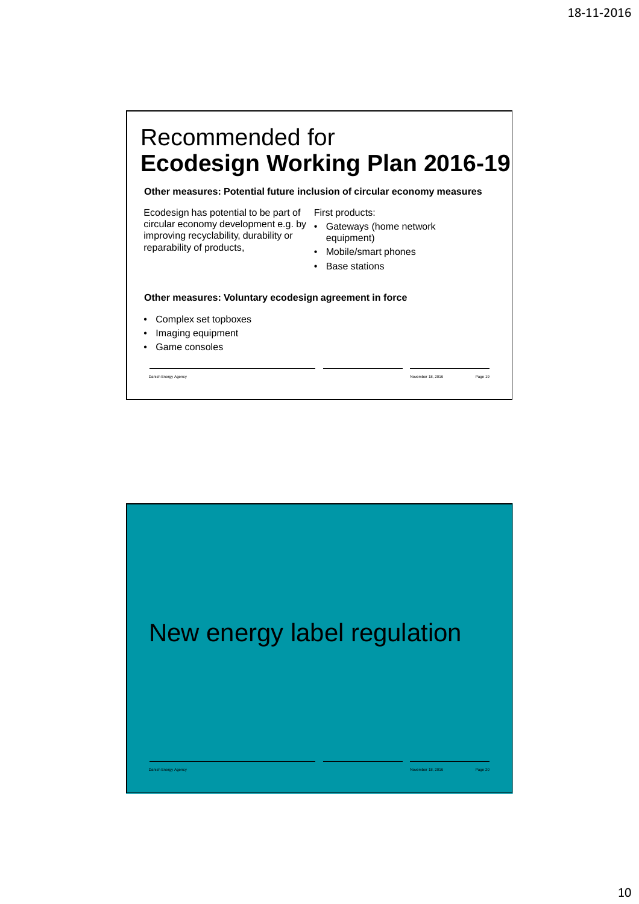# Recommended for **Ecodesign Working Plan 2016-19**

**Other measures: Potential future inclusion of circular economy measures**

Ecodesign has potential to be part of circular economy development e.g. by improving recyclability, durability or reparability of products,

First products:

- Gateways (home network equipment)
- Mobile/smart phones
- Base stations

**Other measures: Voluntary ecodesign agreement in force**

- Complex set topboxes
- Imaging equipment
- Game consoles

# New energy label regulation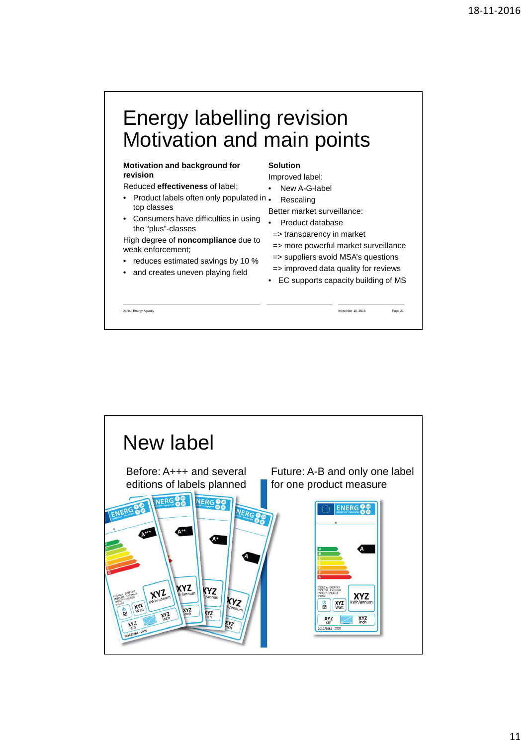# Energy labelling revision Motivation and main points

**Motivation and background for revision**

Reduced **effectiveness** of label;

- Product labels often only populated in top classes
- Consumers have difficulties in using the "plus"-classes

High degree of **noncompliance** due to weak enforcement;

- reduces estimated savings by 10 %
- and creates uneven playing field

**Solution**

Improved label:

- New A-G-label
- Rescaling

Better market surveillance:

- Product database

=> transparency in market

=> more powerful market surveillance

=> suppliers avoid MSA's questions

=> improved data quality for reviews

- EC supports capacity building of MS

Danish Energy Agency — November 18, 2016 — Page 21

# New label

Before: A+++ and several editions of labels planned

Future: A-B and only one label for one product measure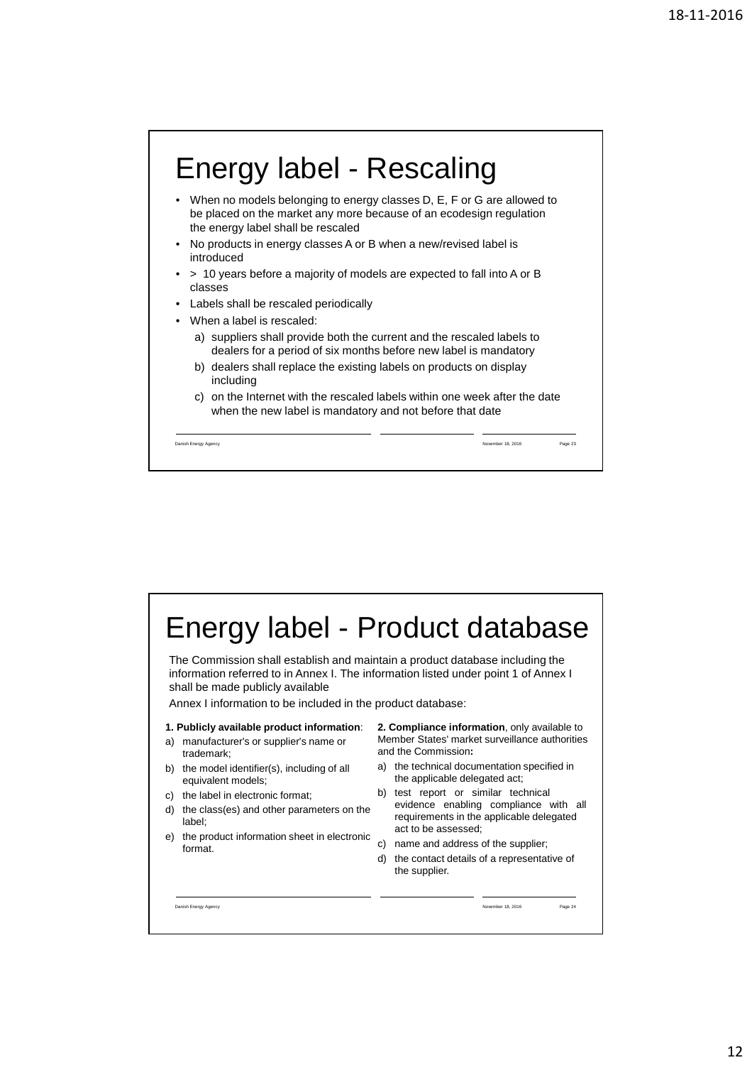# Energy label - Rescaling

- When no models belonging to energy classes D, E, F or G are allowed to be placed on the market any more because of an ecodesign regulation the energy label shall be rescaled
- No products in energy classes A or B when a new/revised label is introduced
- > 10 years before a majority of models are expected to fall into A or B classes
- Labels shall be rescaled periodically
- When a label is rescaled:
  a) suppliers shall provide both the current and the rescaled labels to dealers for a period of six months before new label is mandatory
  b) dealers shall replace the existing labels on products on display including
  c) on the Internet with the rescaled labels within one week after the date when the new label is mandatory and not before that date

# Energy label - Product database

The Commission shall establish and maintain a product database including the information referred to in Annex I. The information listed under point 1 of Annex I shall be made publicly available

Annex I information to be included in the product database:

**1. Publicly available product information**:

a) manufacturer's or supplier's name or trademark;
b) the model identifier(s), including of all equivalent models;
c) the label in electronic format;
d) the class(es) and other parameters on the label;
e) the product information sheet in electronic format.

**2. Compliance information**, only available to Member States' market surveillance authorities and the Commission**:**

a) the technical documentation specified in the applicable delegated act;
b) test report or similar technical evidence enabling compliance with all requirements in the applicable delegated act to be assessed;
c) name and address of the supplier;
d) the contact details of a representative of the supplier.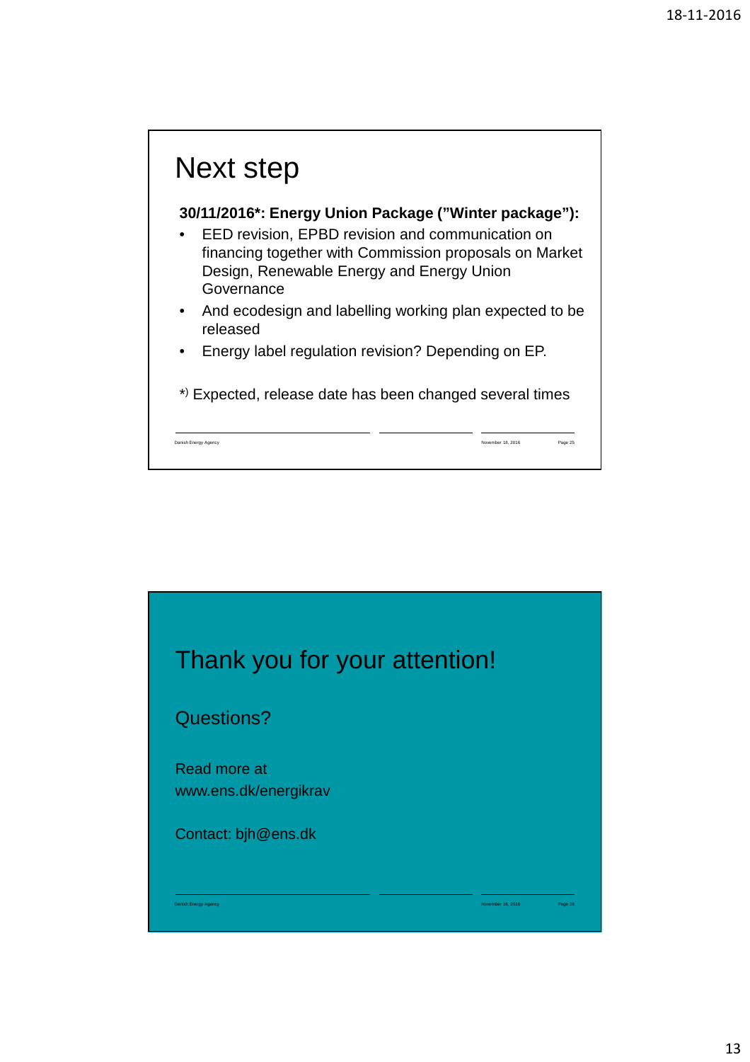# Next step

**30/11/2016*: Energy Union Package (”Winter package”):**

- EED revision, EPBD revision and communication on financing together with Commission proposals on Market Design, Renewable Energy and Energy Union Governance
- And ecodesign and labelling working plan expected to be released
- Energy label regulation revision? Depending on EP.

*) Expected, release date has been changed several times

# Thank you for your attention!

Questions?

Read more at
www.ens.dk/energikrav

Contact: bjh@ens.dk